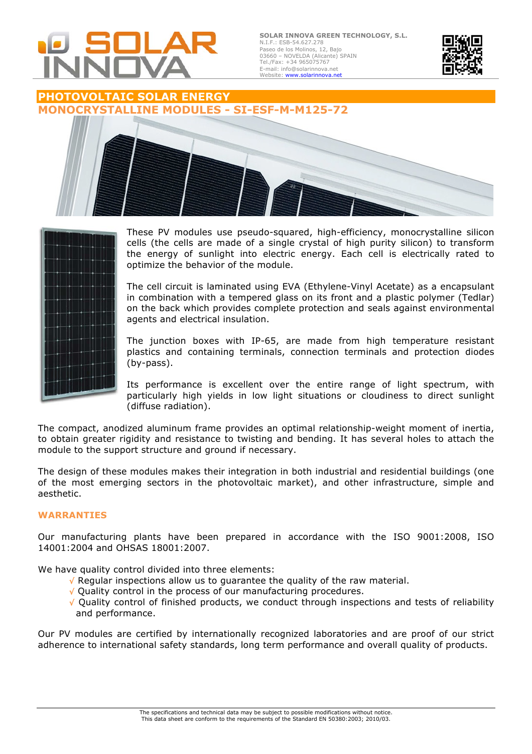SOLAR INNOVA

**SOLAR INNOVA GREEN TECHNOLOGY, S.L.**
N.I.F.: ESB-54.627.278
Paseo de los Molinos, 12, Bajo
03660 – NOVELDA (Alicante) SPAIN
Tel./Fax: +34 965075767
E-mail: info@solarinnova.net
Website: www.solarinnova.net

# PHOTOVOLTAIC SOLAR ENERGY

## MONOCRYSTALLINE MODULES - SI-ESF-M-M125-72

These PV modules use pseudo-squared, high-efficiency, monocrystalline silicon cells (the cells are made of a single crystal of high purity silicon) to transform the energy of sunlight into electric energy. Each cell is electrically rated to optimize the behavior of the module.

The cell circuit is laminated using EVA (Ethylene-Vinyl Acetate) as a encapsulant in combination with a tempered glass on its front and a plastic polymer (Tedlar) on the back which provides complete protection and seals against environmental agents and electrical insulation.

The junction boxes with IP-65, are made from high temperature resistant plastics and containing terminals, connection terminals and protection diodes (by-pass).

Its performance is excellent over the entire range of light spectrum, with particularly high yields in low light situations or cloudiness to direct sunlight (diffuse radiation).

The compact, anodized aluminum frame provides an optimal relationship-weight moment of inertia, to obtain greater rigidity and resistance to twisting and bending. It has several holes to attach the module to the support structure and ground if necessary.

The design of these modules makes their integration in both industrial and residential buildings (one of the most emerging sectors in the photovoltaic market), and other infrastructure, simple and aesthetic.

### WARRANTIES

Our manufacturing plants have been prepared in accordance with the ISO 9001:2008, ISO 14001:2004 and OHSAS 18001:2007.

We have quality control divided into three elements:

- √ Regular inspections allow us to guarantee the quality of the raw material.
- √ Quality control in the process of our manufacturing procedures.
- √ Quality control of finished products, we conduct through inspections and tests of reliability and performance.

Our PV modules are certified by internationally recognized laboratories and are proof of our strict adherence to international safety standards, long term performance and overall quality of products.

The specifications and technical data may be subject to possible modifications without notice.
This data sheet are conform to the requirements of the Standard EN 50380:2003; 2010/03.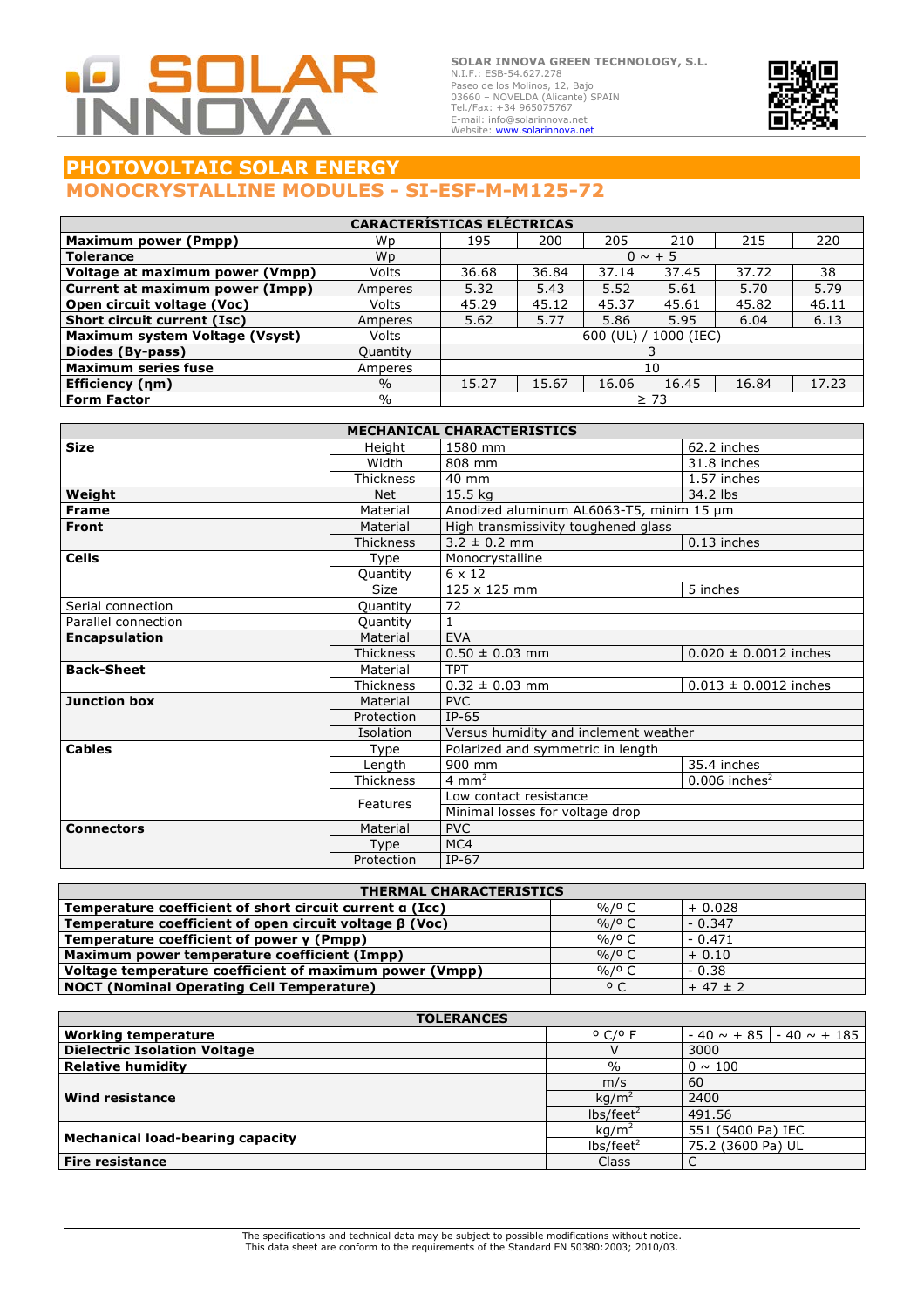SOLAR INNOVA

**SOLAR INNOVA GREEN TECHNOLOGY, S.L.**
N.I.F.: ESB-54.627.278
Paseo de los Molinos, 12, Bajo
03660 – NOVELDA (Alicante) SPAIN
Tel./Fax: +34 965075767
E-mail: info@solarinnova.net
Website: www.solarinnova.net

# PHOTOVOLTAIC SOLAR ENERGY
## MONOCRYSTALLINE MODULES - SI-ESF-M-M125-72

| CARACTERÍSTICAS ELÉCTRICAS | | | | | | | |
|---|---|---|---|---|---|---|---|
| **Maximum power (Pmpp)** | Wp | 195 | 200 | 205 | 210 | 215 | 220 |
| **Tolerance** | Wp | 0 ~ + 5 | | | | | |
| **Voltage at maximum power (Vmpp)** | Volts | 36.68 | 36.84 | 37.14 | 37.45 | 37.72 | 38 |
| **Current at maximum power (Impp)** | Amperes | 5.32 | 5.43 | 5.52 | 5.61 | 5.70 | 5.79 |
| **Open circuit voltage (Voc)** | Volts | 45.29 | 45.12 | 45.37 | 45.61 | 45.82 | 46.11 |
| **Short circuit current (Isc)** | Amperes | 5.62 | 5.77 | 5.86 | 5.95 | 6.04 | 6.13 |
| **Maximum system Voltage (Vsyst)** | Volts | 600 (UL) / 1000 (IEC) | | | | | |
| **Diodes (By-pass)** | Quantity | 3 | | | | | |
| **Maximum series fuse** | Amperes | 10 | | | | | |
| **Efficiency (ηm)** | % | 15.27 | 15.67 | 16.06 | 16.45 | 16.84 | 17.23 |
| **Form Factor** | % | ≥ 73 | | | | | |

| MECHANICAL CHARACTERISTICS | | | |
|---|---|---|---|
| **Size** | Height | 1580 mm | 62.2 inches |
| | Width | 808 mm | 31.8 inches |
| | Thickness | 40 mm | 1.57 inches |
| **Weight** | Net | 15.5 kg | 34.2 lbs |
| **Frame** | Material | Anodized aluminum AL6063-T5, minim 15 μm | |
| **Front** | Material | High transmissivity toughened glass | |
| | Thickness | 3.2 ± 0.2 mm | 0.13 inches |
| **Cells** | Type | Monocrystalline | |
| | Quantity | 6 x 12 | |
| | Size | 125 x 125 mm | 5 inches |
| Serial connection | Quantity | 72 | |
| Parallel connection | Quantity | 1 | |
| **Encapsulation** | Material | EVA | |
| | Thickness | 0.50 ± 0.03 mm | 0.020 ± 0.0012 inches |
| **Back-Sheet** | Material | TPT | |
| | Thickness | 0.32 ± 0.03 mm | 0.013 ± 0.0012 inches |
| **Junction box** | Material | PVC | |
| | Protection | IP-65 | |
| | Isolation | Versus humidity and inclement weather | |
| **Cables** | Type | Polarized and symmetric in length | |
| | Length | 900 mm | 35.4 inches |
| | Thickness | 4 mm$^2$ | 0.006 inches$^2$ |
| | Features | Low contact resistance | |
| | | Minimal losses for voltage drop | |
| **Connectors** | Material | PVC | |
| | Type | MC4 | |
| | Protection | IP-67 | |

| THERMAL CHARACTERISTICS | | |
|---|---|---|
| **Temperature coefficient of short circuit current α (Icc)** | %/º C | + 0.028 |
| **Temperature coefficient of open circuit voltage β (Voc)** | %/º C | - 0.347 |
| **Temperature coefficient of power γ (Pmpp)** | %/º C | - 0.471 |
| **Maximum power temperature coefficient (Impp)** | %/º C | + 0.10 |
| **Voltage temperature coefficient of maximum power (Vmpp)** | %/º C | - 0.38 |
| **NOCT (Nominal Operating Cell Temperature)** | º C | + 47 ± 2 |

| TOLERANCES | | | |
|---|---|---|---|
| **Working temperature** | º C/º F | - 40 ~ + 85 | - 40 ~ + 185 |
| **Dielectric Isolation Voltage** | V | 3000 | |
| **Relative humidity** | % | 0 ~ 100 | |
| **Wind resistance** | m/s | 60 | |
| | kg/m$^2$ | 2400 | |
| | lbs/feet$^2$ | 491.56 | |
| **Mechanical load-bearing capacity** | kg/m$^2$ | 551 (5400 Pa) IEC | |
| | lbs/feet$^2$ | 75.2 (3600 Pa) UL | |
| **Fire resistance** | Class | C | |

The specifications and technical data may be subject to possible modifications without notice.
This data sheet are conform to the requirements of the Standard EN 50380:2003; 2010/03.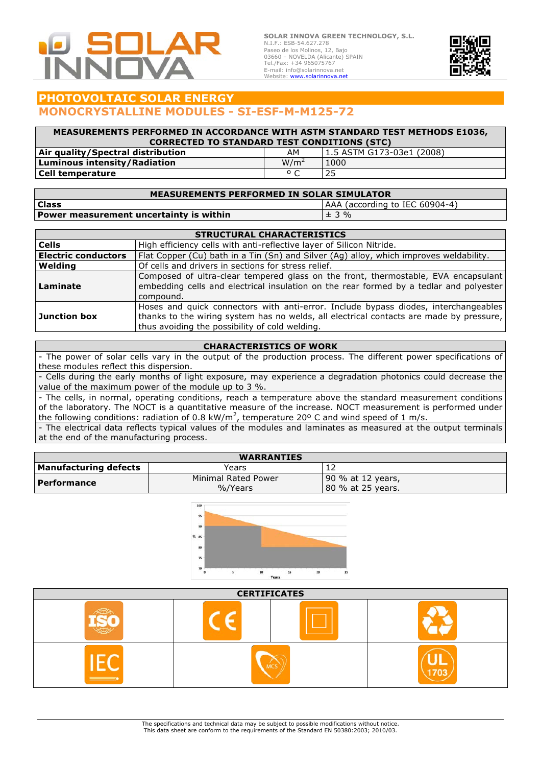SOLAR INNOVA GREEN TECHNOLOGY, S.L.
N.I.F.: ESB-54.627.278
Paseo de los Molinos, 12, Bajo
03660 – NOVELDA (Alicante) SPAIN
Tel./Fax: +34 965075767
E-mail: info@solarinnova.net
Website: www.solarinnova.net

# PHOTOVOLTAIC SOLAR ENERGY

## MONOCRYSTALLINE MODULES - SI-ESF-M-M125-72

| MEASUREMENTS PERFORMED IN ACCORDANCE WITH ASTM STANDARD TEST METHODS E1036, CORRECTED TO STANDARD TEST CONDITIONS (STC) | | |
|---|---|---|
| **Air quality/Spectral distribution** | AM | 1.5 ASTM G173-03e1 (2008) |
| **Luminous intensity/Radiation** | $W/m^2$ | 1000 |
| **Cell temperature** | º C | 25 |

| MEASUREMENTS PERFORMED IN SOLAR SIMULATOR | |
|---|---|
| **Class** | AAA (according to IEC 60904-4) |
| **Power measurement uncertainty is within** | ± 3 % |

| STRUCTURAL CHARACTERISTICS | |
|---|---|
| **Cells** | High efficiency cells with anti-reflective layer of Silicon Nitride. |
| **Electric conductors** | Flat Copper (Cu) bath in a Tin (Sn) and Silver (Ag) alloy, which improves weldability. |
| **Welding** | Of cells and drivers in sections for stress relief. |
| **Laminate** | Composed of ultra-clear tempered glass on the front, thermostable, EVA encapsulant embedding cells and electrical insulation on the rear formed by a tedlar and polyester compound. |
| **Junction box** | Hoses and quick connectors with anti-error. Include bypass diodes, interchangeables thanks to the wiring system has no welds, all electrical contacts are made by pressure, thus avoiding the possibility of cold welding. |

| CHARACTERISTICS OF WORK |
|---|
| - The power of solar cells vary in the output of the production process. The different power specifications of these modules reflect this dispersion. |
| - Cells during the early months of light exposure, may experience a degradation photonics could decrease the value of the maximum power of the module up to 3 %. |
| - The cells, in normal, operating conditions, reach a temperature above the standard measurement conditions of the laboratory. The NOCT is a quantitative measure of the increase. NOCT measurement is performed under the following conditions: radiation of 0.8 $kW/m^2$, temperature 20º C and wind speed of 1 m/s. |
| - The electrical data reflects typical values of the modules and laminates as measured at the output terminals at the end of the manufacturing process. |

| WARRANTIES | | |
|---|---|---|
| **Manufacturing defects** | Years | 12 |
| **Performance** | Minimal Rated Power %/Years | 90 % at 12 years, 80 % at 25 years. |

| CERTIFICATES | | | |
|---|---|---|---|
| ISO | CE | | |
| IEC | MCS | | UL 1703 |

The specifications and technical data may be subject to possible modifications without notice.
This data sheet are conform to the requirements of the Standard EN 50380:2003; 2010/03.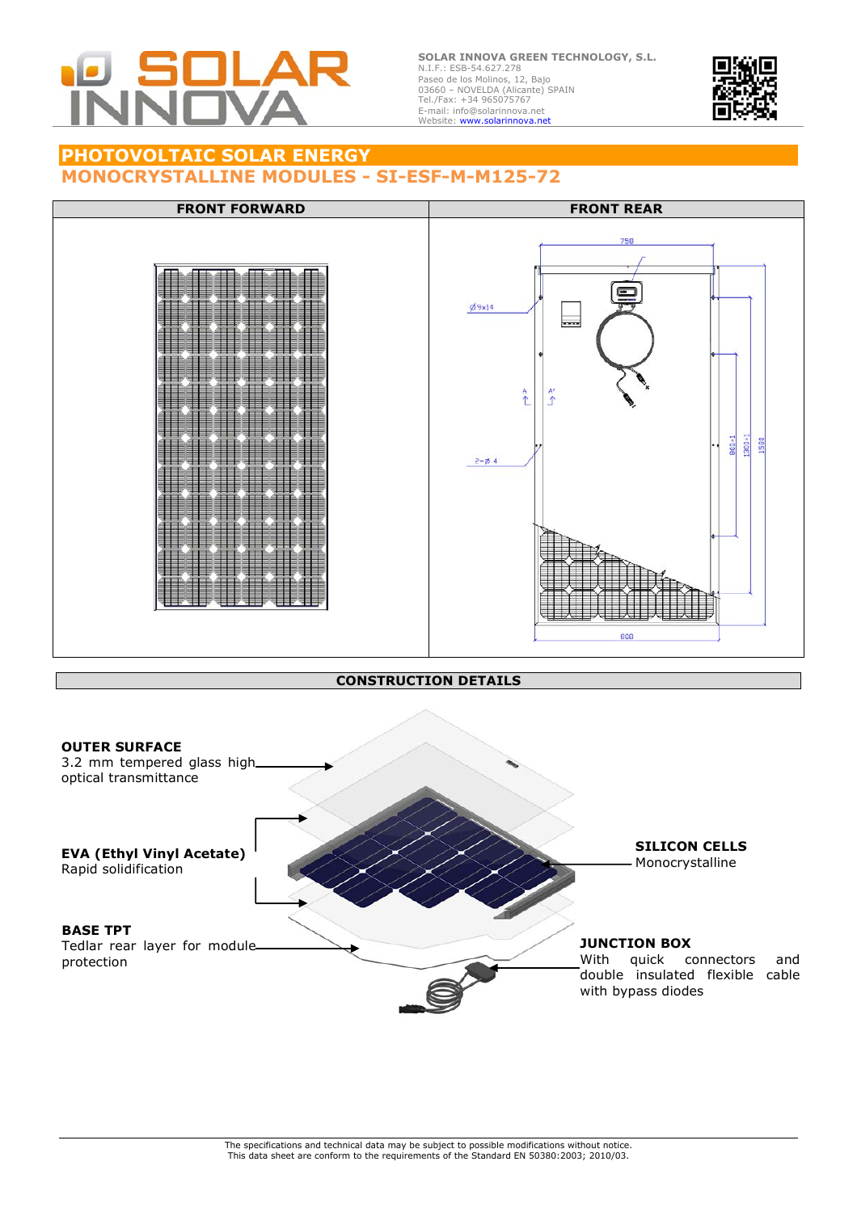SOLAR INNOVA

**SOLAR INNOVA GREEN TECHNOLOGY, S.L.**
N.I.F.: ESB-54.627.278
Paseo de los Molinos, 12, Bajo
03660 – NOVELDA (Alicante) SPAIN
Tel./Fax: +34 965075767
E-mail: info@solarinnova.net
Website: www.solarinnova.net

# PHOTOVOLTAIC SOLAR ENERGY

## MONOCRYSTALLINE MODULES - SI-ESF-M-M125-72

| FRONT FORWARD | FRONT REAR |
|---|---|
| | 758 / Ø9x14 / A / A' / 2-Ø 4 / 800±1 / 1300±1 / 1580 / 808 |

## CONSTRUCTION DETAILS

**OUTER SURFACE**
3.2 mm tempered glass high optical transmittance

**EVA (Ethyl Vinyl Acetate)**
Rapid solidification

**BASE TPT**
Tedlar rear layer for module protection

**SILICON CELLS**
Monocrystalline

**JUNCTION BOX**
With quick connectors and double insulated flexible cable with bypass diodes

The specifications and technical data may be subject to possible modifications without notice.
This data sheet are conform to the requirements of the Standard EN 50380:2003; 2010/03.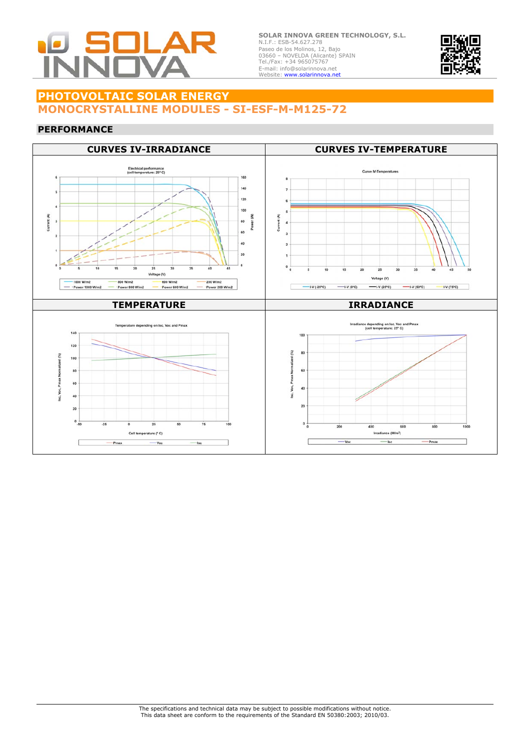# PHOTOVOLTAIC SOLAR ENERGY

## MONOCRYSTALLINE MODULES - SI-ESF-M-M125-72

### PERFORMANCE

| CURVES IV-IRRADIANCE | CURVES IV-TEMPERATURE |
|---|---|
| | |
| **TEMPERATURE** | **IRRADIANCE** |
| | |

The specifications and technical data may be subject to possible modifications without notice.
This data sheet are conform to the requirements of the Standard EN 50380:2003; 2010/03.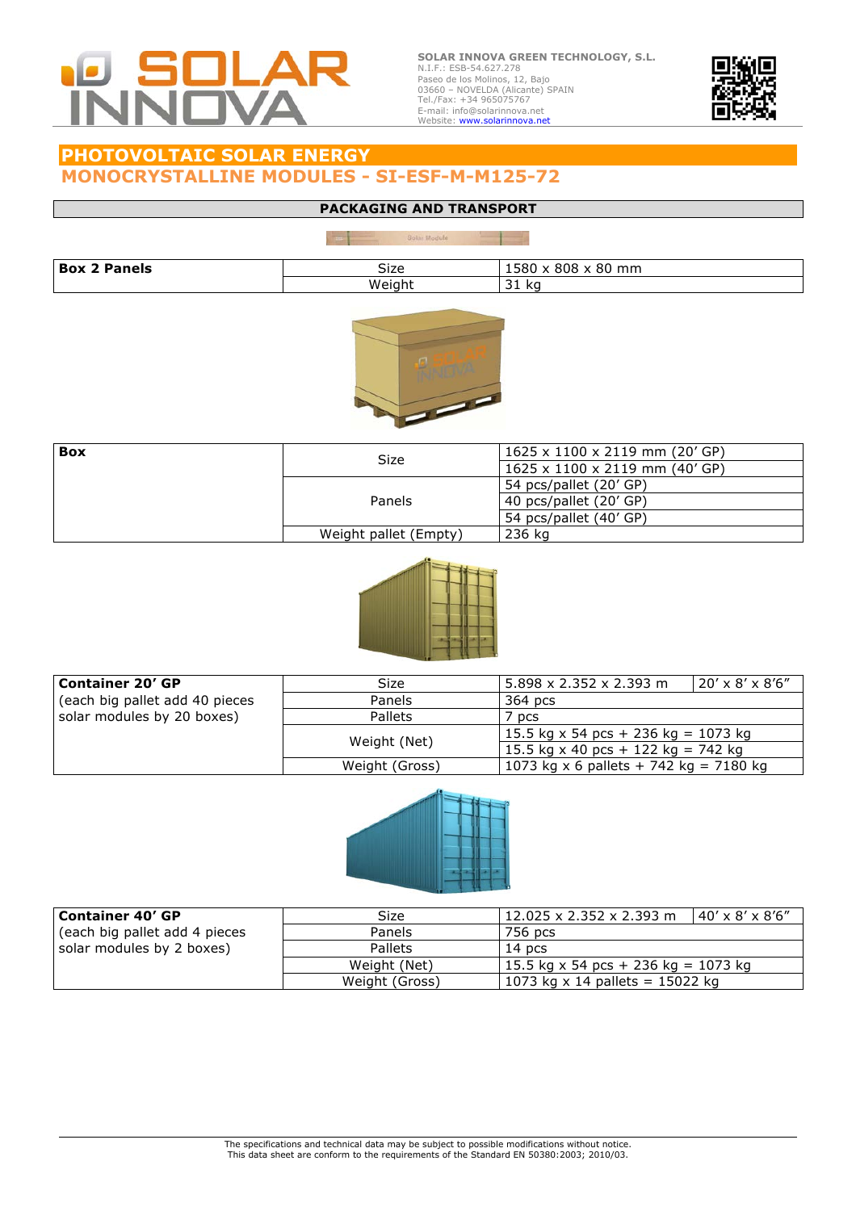SOLAR INNOVA GREEN TECHNOLOGY, S.L.
N.I.F.: ESB-54.627.278
Paseo de los Molinos, 12, Bajo
03660 – NOVELDA (Alicante) SPAIN
Tel./Fax: +34 965075767
E-mail: info@solarinnova.net
Website: www.solarinnova.net

# PHOTOVOLTAIC SOLAR ENERGY

## MONOCRYSTALLINE MODULES - SI-ESF-M-M125-72

### PACKAGING AND TRANSPORT

| | | |
|---|---|---|
| **Box 2 Panels** | Size | 1580 x 808 x 80 mm |
| | Weight | 31 kg |

| | | |
|---|---|---|
| **Box** | Size | 1625 x 1100 x 2119 mm (20' GP) |
| | | 1625 x 1100 x 2119 mm (40' GP) |
| | Panels | 54 pcs/pallet (20' GP) |
| | | 40 pcs/pallet (20' GP) |
| | | 54 pcs/pallet (40' GP) |
| | Weight pallet (Empty) | 236 kg |

| | | | |
|---|---|---|---|
| **Container 20' GP** (each big pallet add 40 pieces solar modules by 20 boxes) | Size | 5.898 x 2.352 x 2.393 m | 20' x 8' x 8'6" |
| | Panels | 364 pcs | |
| | Pallets | 7 pcs | |
| | Weight (Net) | 15.5 kg x 54 pcs + 236 kg = 1073 kg | |
| | | 15.5 kg x 40 pcs + 122 kg = 742 kg | |
| | Weight (Gross) | 1073 kg x 6 pallets + 742 kg = 7180 kg | |

| | | | |
|---|---|---|---|
| **Container 40' GP** (each big pallet add 4 pieces solar modules by 2 boxes) | Size | 12.025 x 2.352 x 2.393 m | 40' x 8' x 8'6" |
| | Panels | 756 pcs | |
| | Pallets | 14 pcs | |
| | Weight (Net) | 15.5 kg x 54 pcs + 236 kg = 1073 kg | |
| | Weight (Gross) | 1073 kg x 14 pallets = 15022 kg | |

The specifications and technical data may be subject to possible modifications without notice.
This data sheet are conform to the requirements of the Standard EN 50380:2003; 2010/03.